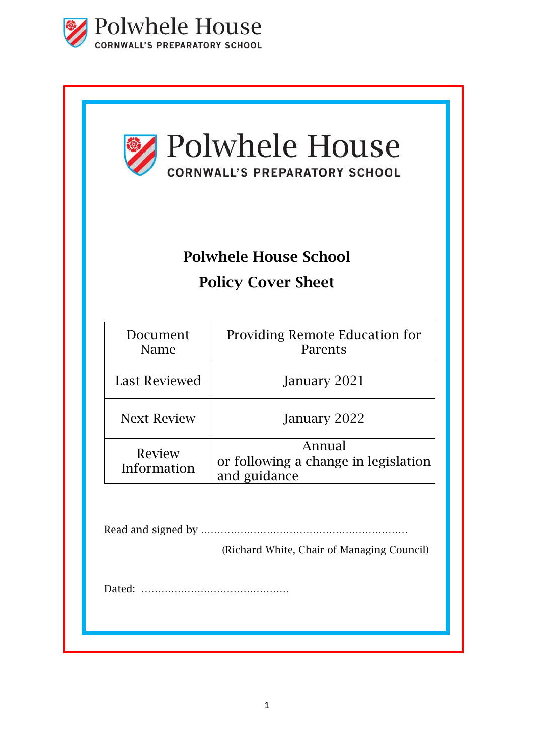Polwhele House
CORNWALL'S PREPARATORY SCHOOL

Polwhele House
CORNWALL'S PREPARATORY SCHOOL

## Polwhele House School

## Policy Cover Sheet

| Document Name | Providing Remote Education for Parents |
|---|---|
| Last Reviewed | January 2021 |
| Next Review | January 2022 |
| Review Information | Annual or following a change in legislation and guidance |

Read and signed by ……………………………………………………

(Richard White, Chair of Managing Council)

Dated: ………………………………………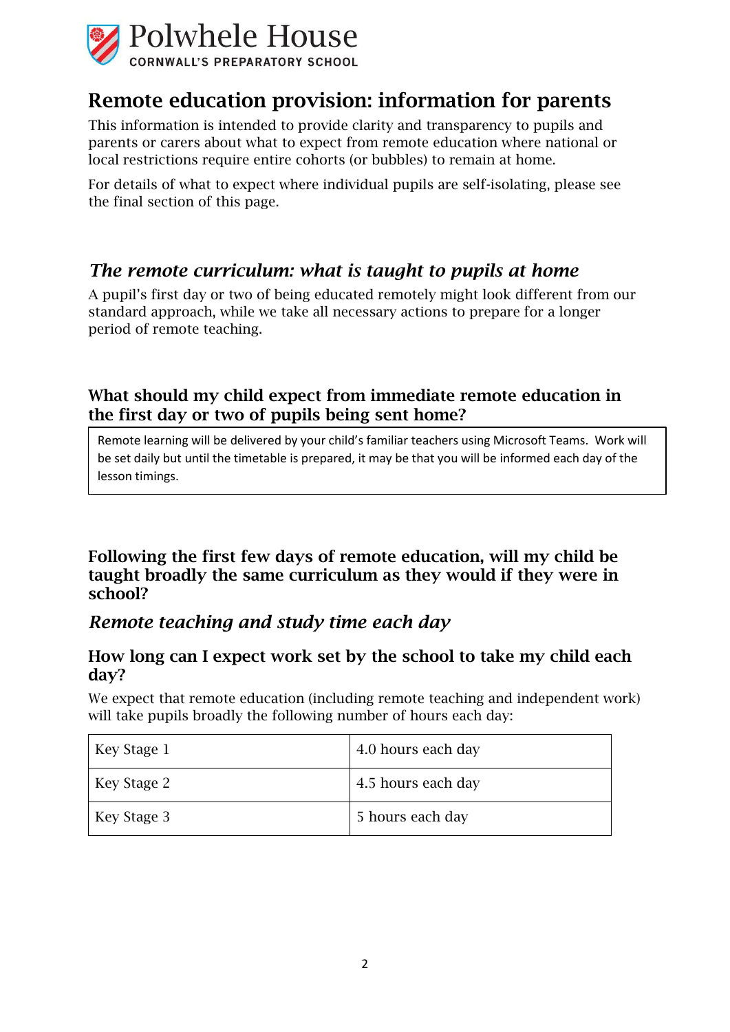Polwhele House
CORNWALL'S PREPARATORY SCHOOL

# Remote education provision: information for parents

This information is intended to provide clarity and transparency to pupils and parents or carers about what to expect from remote education where national or local restrictions require entire cohorts (or bubbles) to remain at home.

For details of what to expect where individual pupils are self-isolating, please see the final section of this page.

## *The remote curriculum: what is taught to pupils at home*

A pupil's first day or two of being educated remotely might look different from our standard approach, while we take all necessary actions to prepare for a longer period of remote teaching.

### What should my child expect from immediate remote education in the first day or two of pupils being sent home?

Remote learning will be delivered by your child's familiar teachers using Microsoft Teams. Work will be set daily but until the timetable is prepared, it may be that you will be informed each day of the lesson timings.

### Following the first few days of remote education, will my child be taught broadly the same curriculum as they would if they were in school?

## *Remote teaching and study time each day*

### How long can I expect work set by the school to take my child each day?

We expect that remote education (including remote teaching and independent work) will take pupils broadly the following number of hours each day:

| Key Stage 1 | 4.0 hours each day |
|---|---|
| Key Stage 2 | 4.5 hours each day |
| Key Stage 3 | 5 hours each day |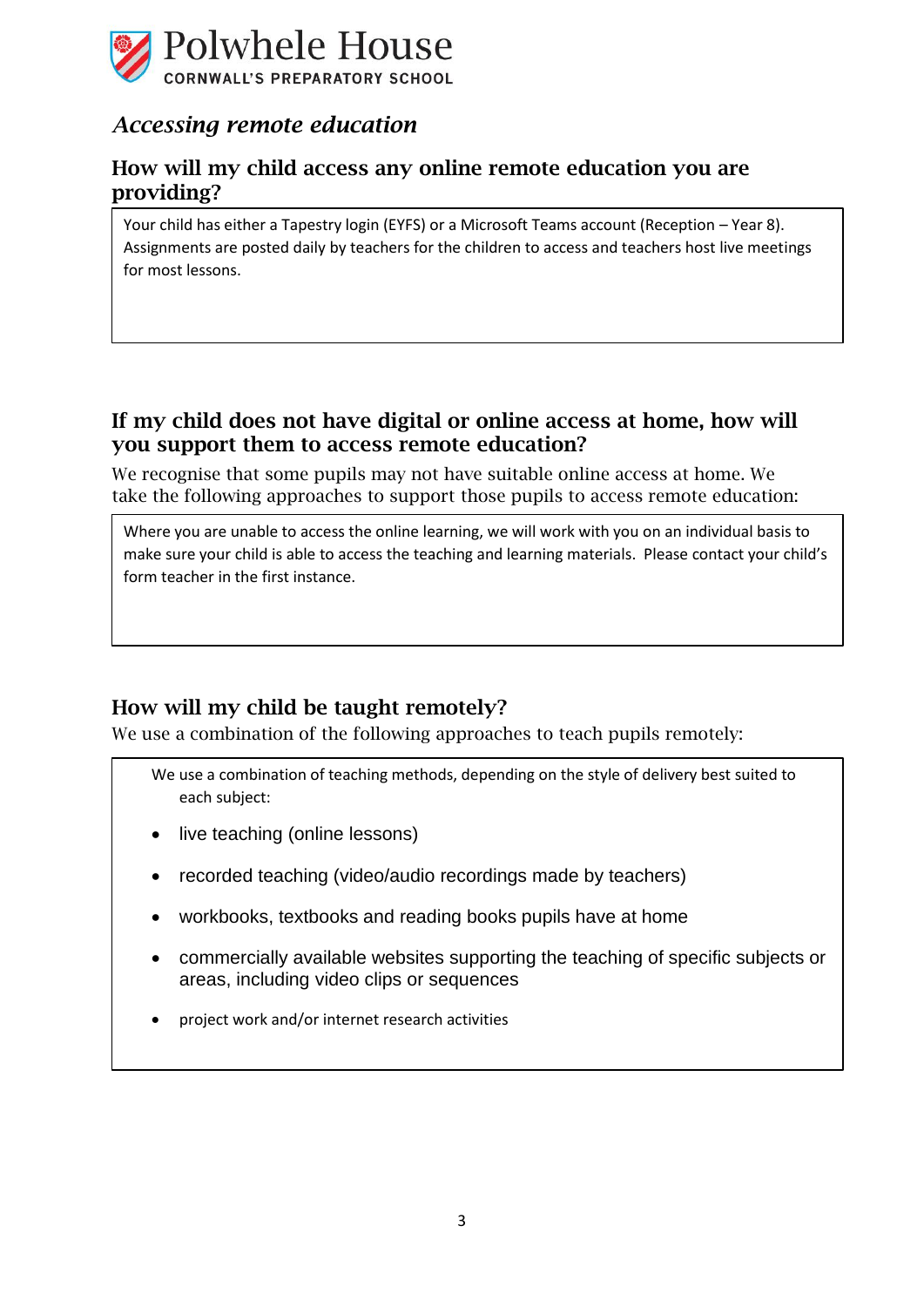Polwhele House

CORNWALL'S PREPARATORY SCHOOL

## *Accessing remote education*

### How will my child access any online remote education you are providing?

Your child has either a Tapestry login (EYFS) or a Microsoft Teams account (Reception – Year 8). Assignments are posted daily by teachers for the children to access and teachers host live meetings for most lessons.

### If my child does not have digital or online access at home, how will you support them to access remote education?

We recognise that some pupils may not have suitable online access at home. We take the following approaches to support those pupils to access remote education:

Where you are unable to access the online learning, we will work with you on an individual basis to make sure your child is able to access the teaching and learning materials. Please contact your child's form teacher in the first instance.

### How will my child be taught remotely?

We use a combination of the following approaches to teach pupils remotely:

We use a combination of teaching methods, depending on the style of delivery best suited to each subject:

- live teaching (online lessons)
- recorded teaching (video/audio recordings made by teachers)
- workbooks, textbooks and reading books pupils have at home
- commercially available websites supporting the teaching of specific subjects or areas, including video clips or sequences
- project work and/or internet research activities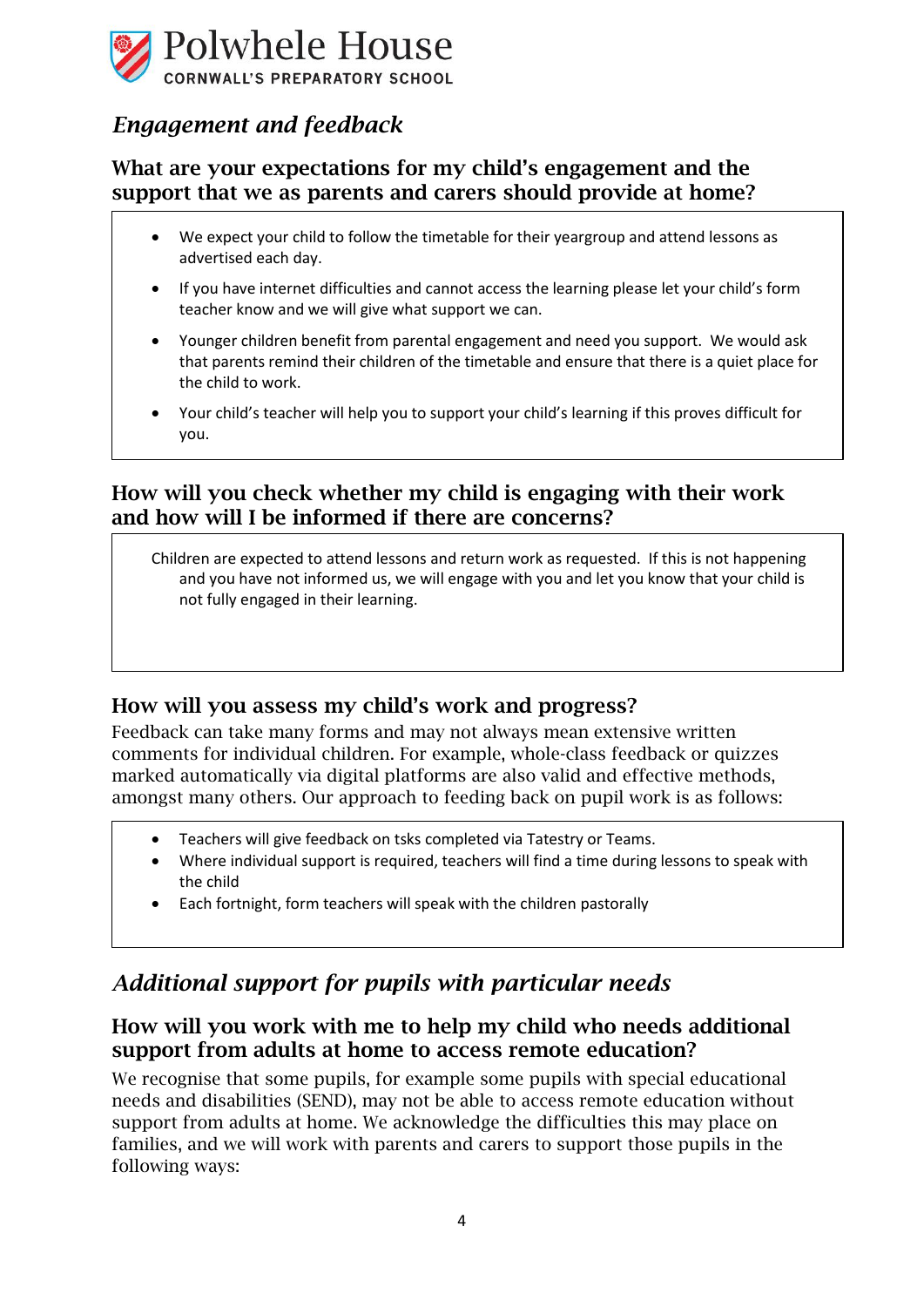## *Engagement and feedback*

### What are your expectations for my child's engagement and the support that we as parents and carers should provide at home?

- We expect your child to follow the timetable for their yeargroup and attend lessons as advertised each day.
- If you have internet difficulties and cannot access the learning please let your child's form teacher know and we will give what support we can.
- Younger children benefit from parental engagement and need you support. We would ask that parents remind their children of the timetable and ensure that there is a quiet place for the child to work.
- Your child's teacher will help you to support your child's learning if this proves difficult for you.

### How will you check whether my child is engaging with their work and how will I be informed if there are concerns?

Children are expected to attend lessons and return work as requested. If this is not happening and you have not informed us, we will engage with you and let you know that your child is not fully engaged in their learning.

### How will you assess my child's work and progress?

Feedback can take many forms and may not always mean extensive written comments for individual children. For example, whole-class feedback or quizzes marked automatically via digital platforms are also valid and effective methods, amongst many others. Our approach to feeding back on pupil work is as follows:

- Teachers will give feedback on tsks completed via Tatestry or Teams.
- Where individual support is required, teachers will find a time during lessons to speak with the child
- Each fortnight, form teachers will speak with the children pastorally

## *Additional support for pupils with particular needs*

### How will you work with me to help my child who needs additional support from adults at home to access remote education?

We recognise that some pupils, for example some pupils with special educational needs and disabilities (SEND), may not be able to access remote education without support from adults at home. We acknowledge the difficulties this may place on families, and we will work with parents and carers to support those pupils in the following ways: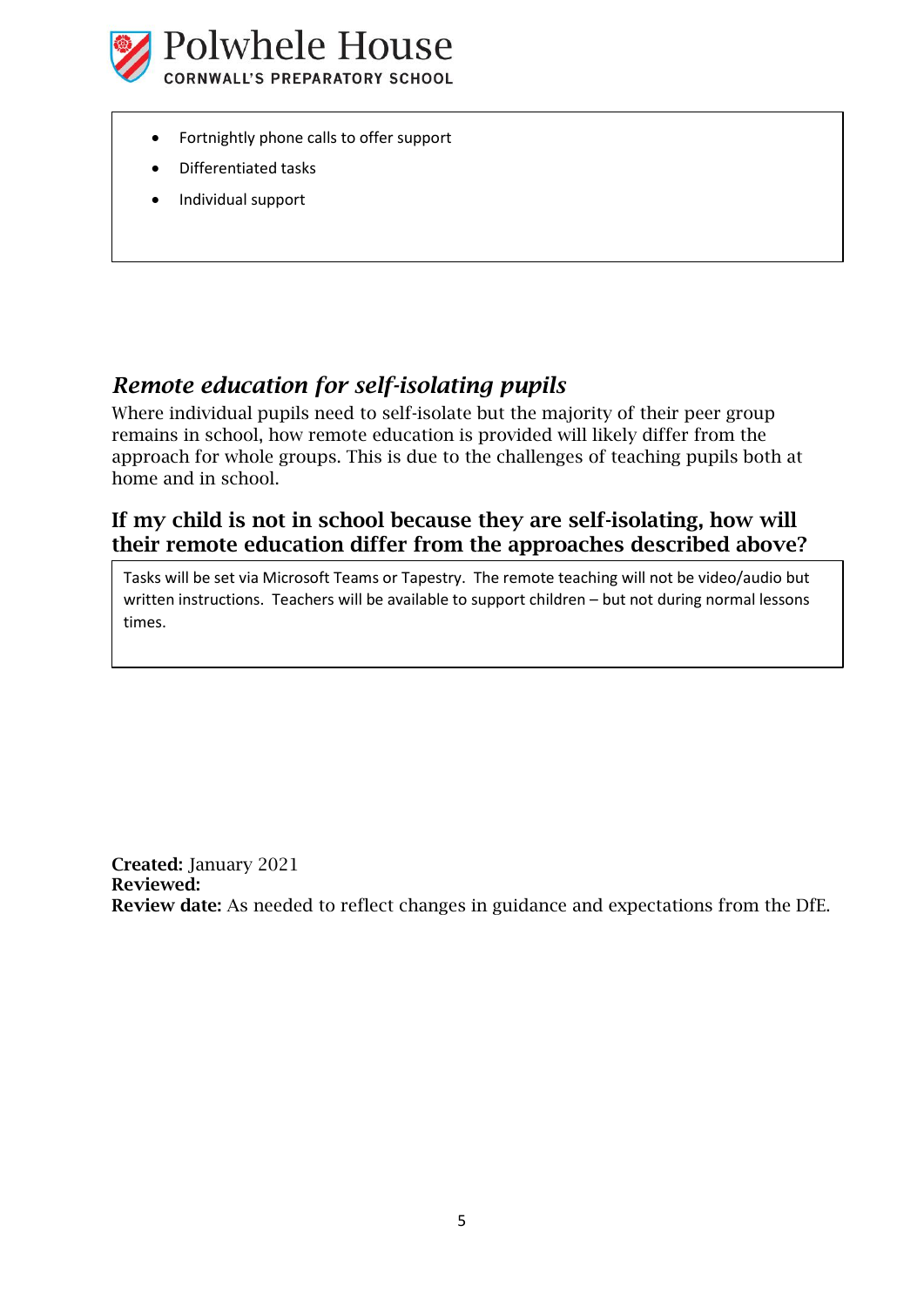- Fortnightly phone calls to offer support
- Differentiated tasks
- Individual support

## *Remote education for self-isolating pupils*

Where individual pupils need to self-isolate but the majority of their peer group remains in school, how remote education is provided will likely differ from the approach for whole groups. This is due to the challenges of teaching pupils both at home and in school.

### If my child is not in school because they are self-isolating, how will their remote education differ from the approaches described above?

Tasks will be set via Microsoft Teams or Tapestry. The remote teaching will not be video/audio but written instructions. Teachers will be available to support children – but not during normal lessons times.

**Created:** January 2021
**Reviewed:**
**Review date:** As needed to reflect changes in guidance and expectations from the DfE.